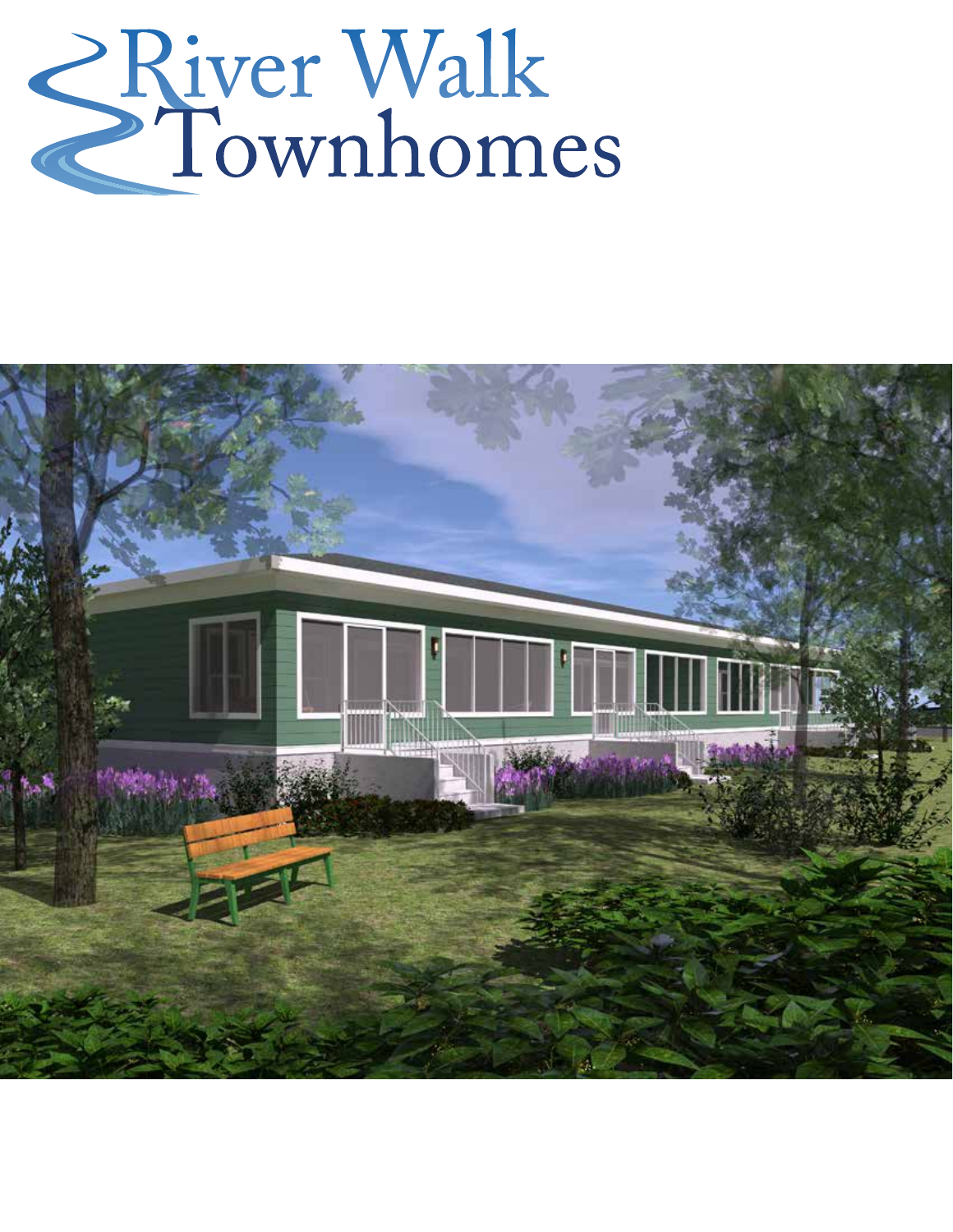# River Walk Townhomes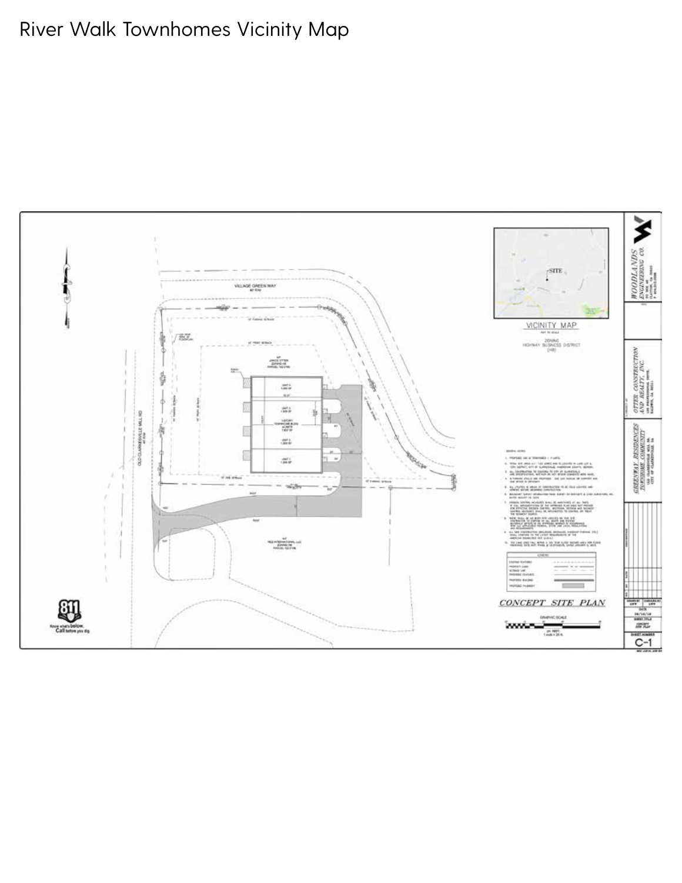# River Walk Townhomes Vicinity Map

VILLAGE GREEN WAY

OLD CLARKESVILLE MILL RD

VICINITY MAP

ZONING
HIGHWAY BUSINESS DISTRICT
(HB)

CONCEPT SITE PLAN

GRAPHIC SCALE

WOODLANDS ENGINEERING CO.

OTTER CONSTRUCTION AND REALTY, INC.

GREENWAY RESIDENCES TOWNHOME COMMUNITY

C-1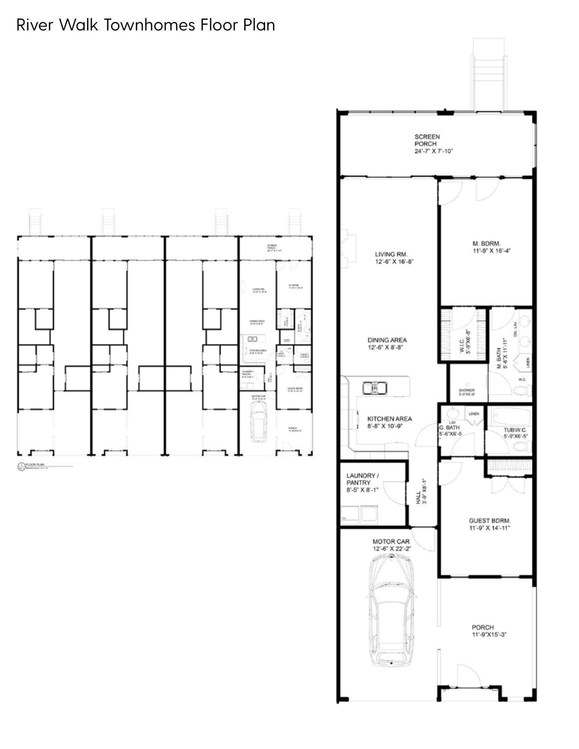River Walk Townhomes Floor Plan

SCREEN PORCH
24'-7" X 7'-10"

LIVING RM.
12'-6" X 16'-8"

M. BDRM.
11'-9" X 16'-4"

DINING AREA
12'-6" X 8'-8"

W.I.C.
5'-9"X6'-8"

M. BATH
5'-6"X 11'-11"

DBL. LAV

LINEN

W.C.

SHOWER
5'-0"X5'-9"

KITCHEN AREA
8'-8" X 10'-9"

LAV.
G. BATH
5'-6"X6'-5

LINEN

TUB\W.C.
5'-9"X6'-5"

LAUNDRY / PANTRY
8'-5" X 8'-1"

HALL
3'-9" X8'-1"

GUEST BDRM.
11'-9" X 14'-11"

MOTOR CAR
12'-6" X 22'-2"

PORCH
11'-9"X15'-3"

FLOOR PLAN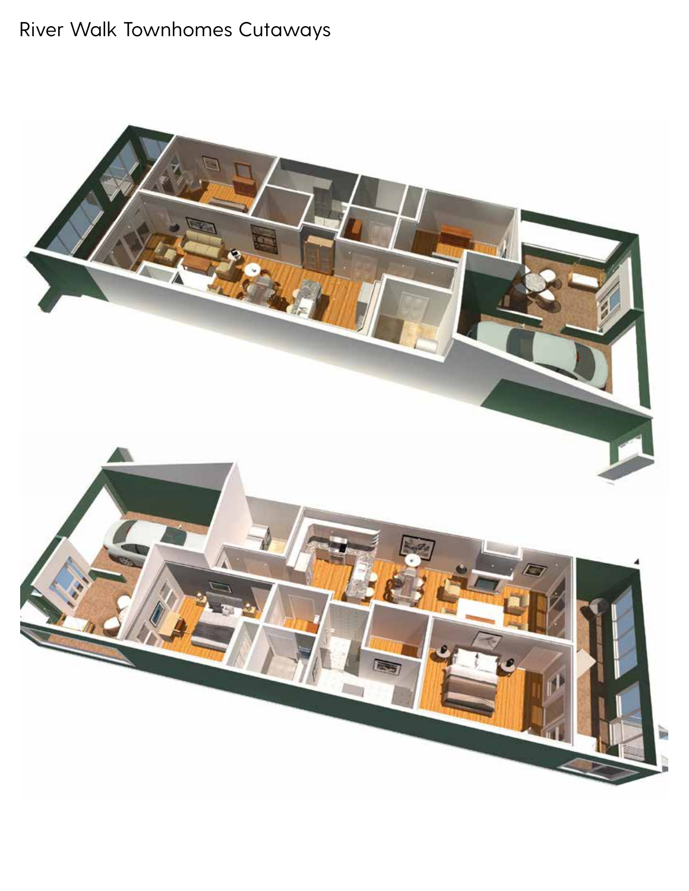River Walk Townhomes Cutaways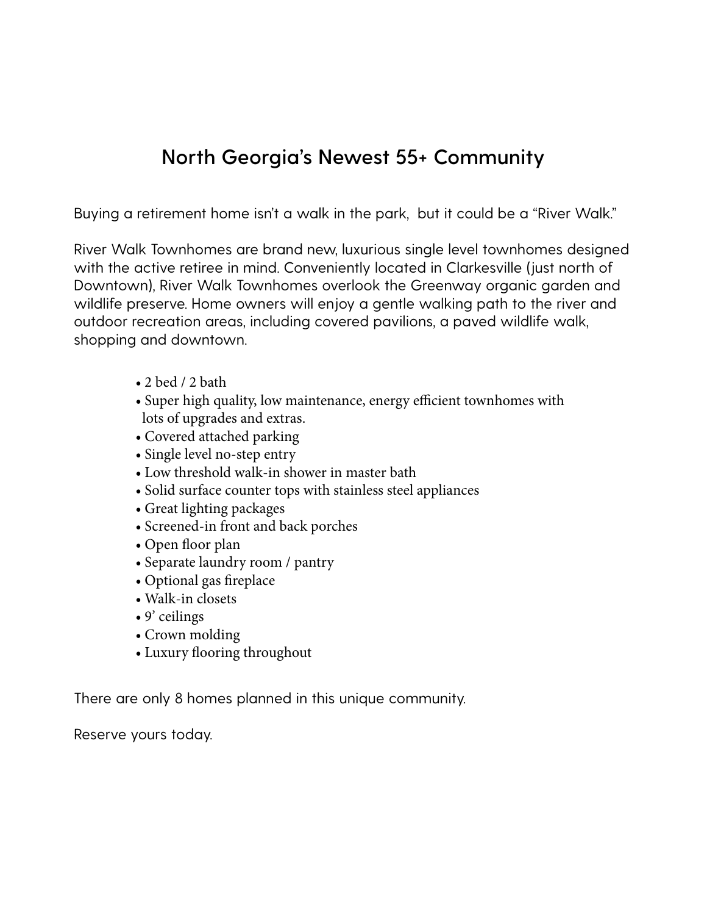# North Georgia's Newest 55+ Community

Buying a retirement home isn't a walk in the park, but it could be a "River Walk."

River Walk Townhomes are brand new, luxurious single level townhomes designed with the active retiree in mind. Conveniently located in Clarkesville (just north of Downtown), River Walk Townhomes overlook the Greenway organic garden and wildlife preserve. Home owners will enjoy a gentle walking path to the river and outdoor recreation areas, including covered pavilions, a paved wildlife walk, shopping and downtown.

- 2 bed / 2 bath
- Super high quality, low maintenance, energy efficient townhomes with lots of upgrades and extras.
- Covered attached parking
- Single level no-step entry
- Low threshold walk-in shower in master bath
- Solid surface counter tops with stainless steel appliances
- Great lighting packages
- Screened-in front and back porches
- Open floor plan
- Separate laundry room / pantry
- Optional gas fireplace
- Walk-in closets
- 9' ceilings
- Crown molding
- Luxury flooring throughout

There are only 8 homes planned in this unique community.

Reserve yours today.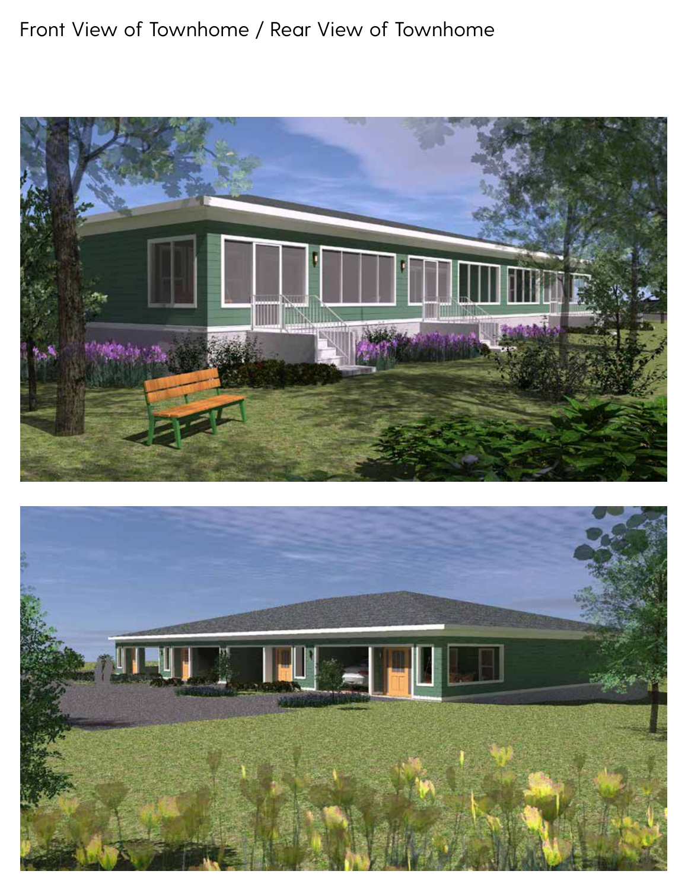Front View of Townhome / Rear View of Townhome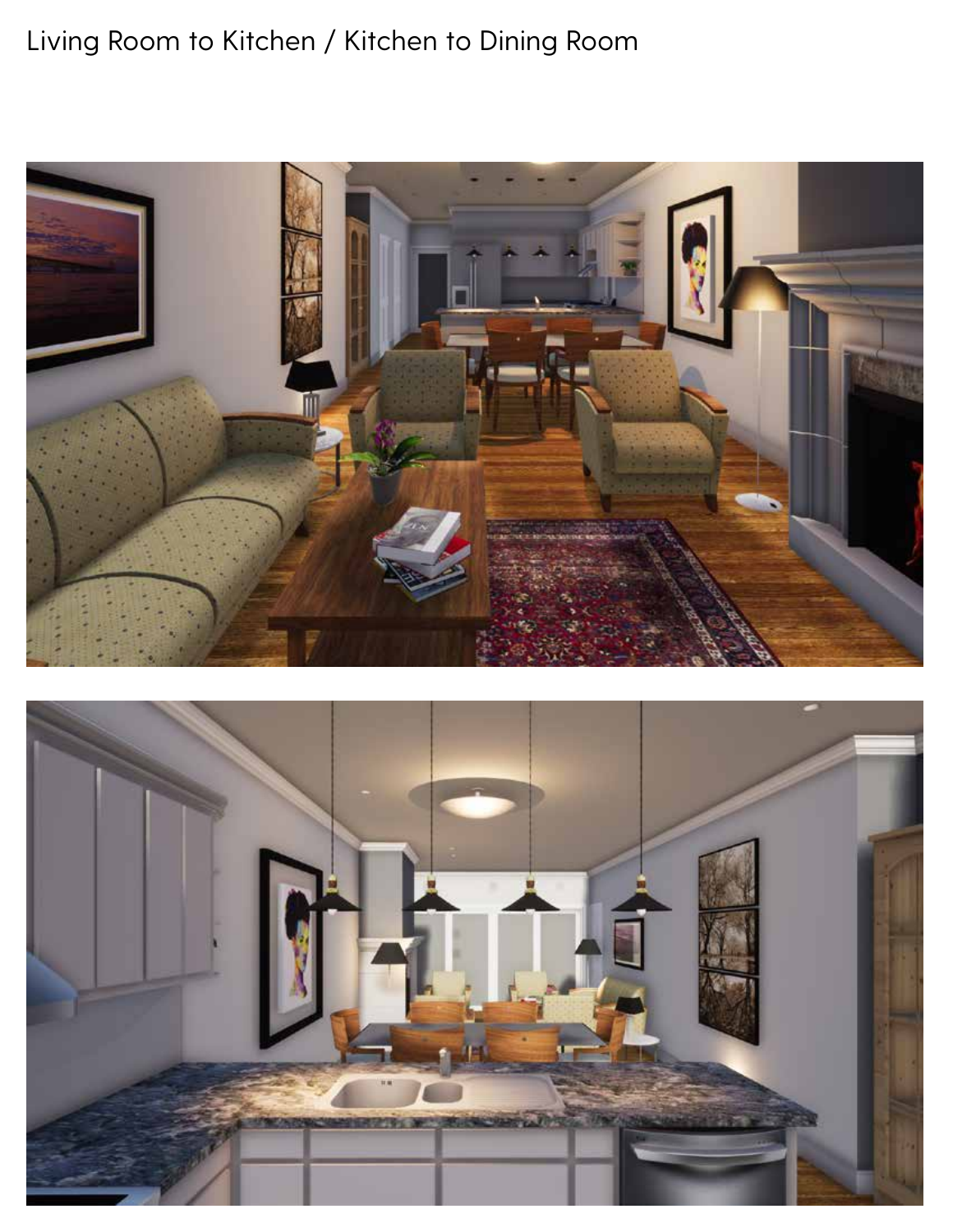Living Room to Kitchen / Kitchen to Dining Room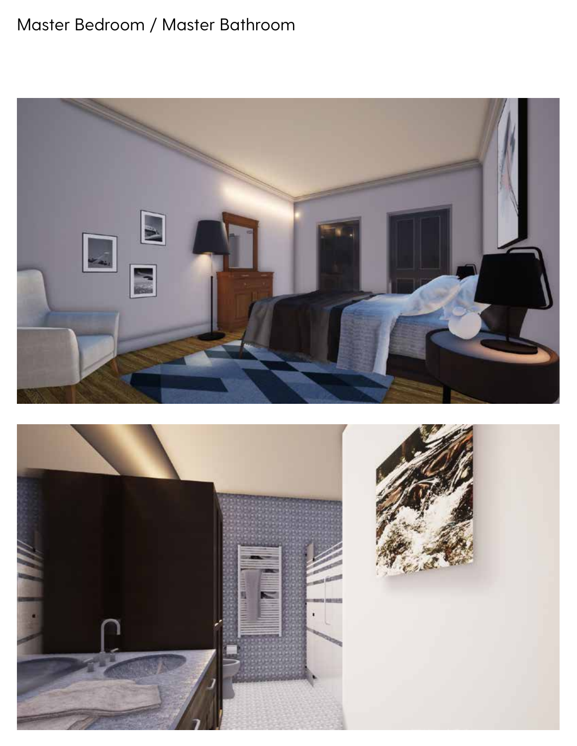Master Bedroom / Master Bathroom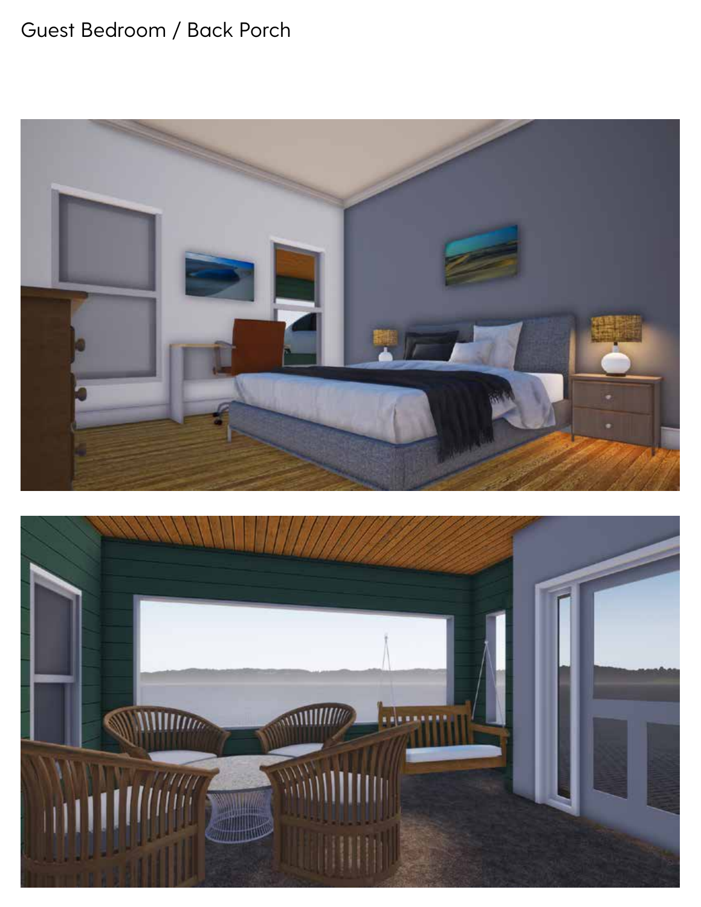Guest Bedroom / Back Porch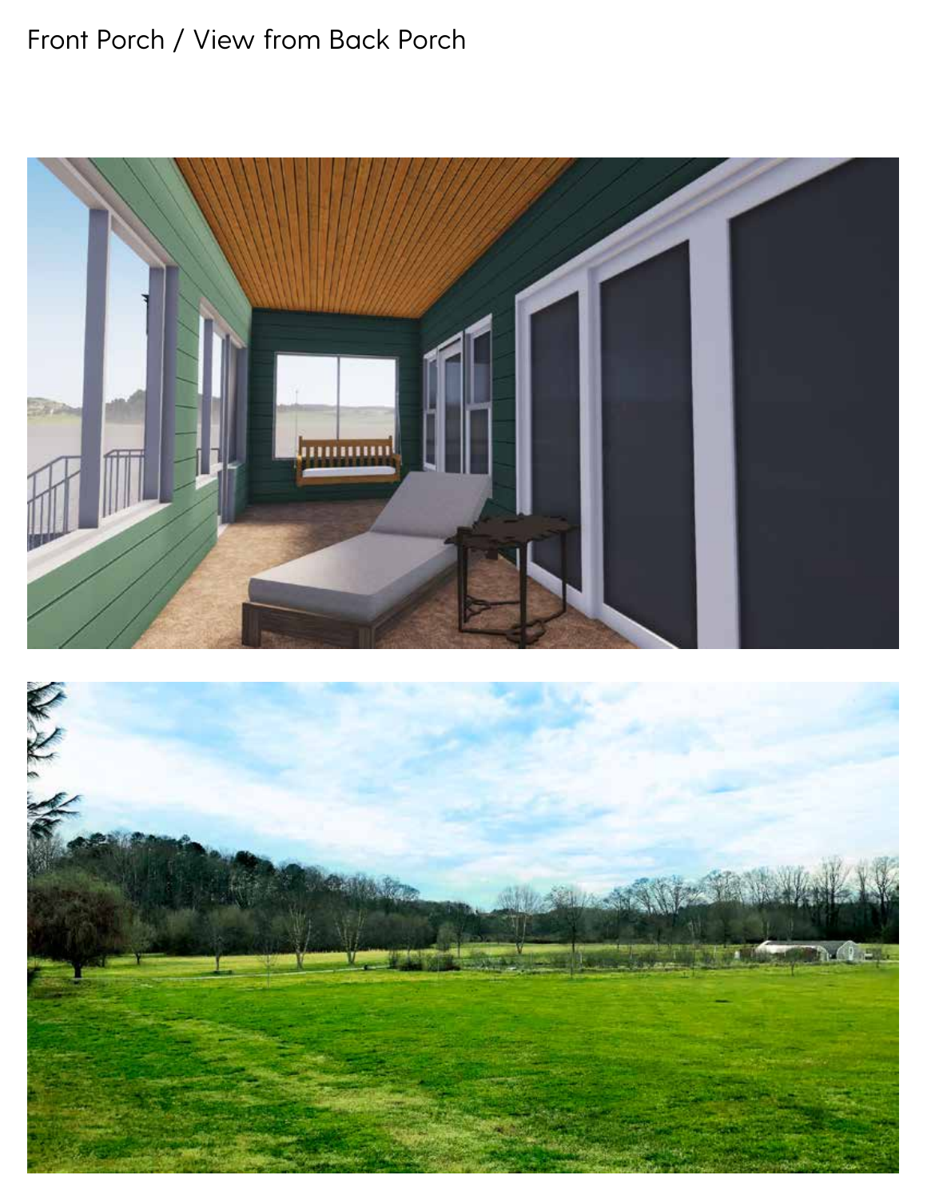Front Porch / View from Back Porch